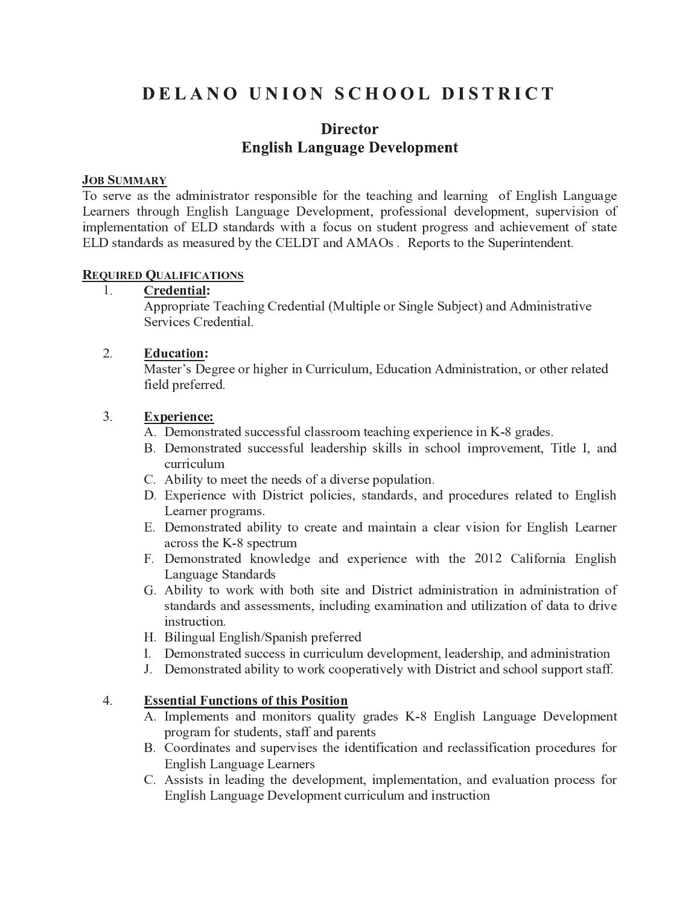# DELANO UNION SCHOOL DISTRICT

## Director
## English Language Development

**JOB SUMMARY**

To serve as the administrator responsible for the teaching and learning of English Language Learners through English Language Development, professional development, supervision of implementation of ELD standards with a focus on student progress and achievement of state ELD standards as measured by the CELDT and AMAOs . Reports to the Superintendent.

**REQUIRED QUALIFICATIONS**

1. **Credential:**
   Appropriate Teaching Credential (Multiple or Single Subject) and Administrative Services Credential.

2. **Education:**
   Master's Degree or higher in Curriculum, Education Administration, or other related field preferred.

3. **Experience:**
   A. Demonstrated successful classroom teaching experience in K-8 grades.
   B. Demonstrated successful leadership skills in school improvement, Title I, and curriculum
   C. Ability to meet the needs of a diverse population.
   D. Experience with District policies, standards, and procedures related to English Learner programs.
   E. Demonstrated ability to create and maintain a clear vision for English Learner across the K-8 spectrum
   F. Demonstrated knowledge and experience with the 2012 California English Language Standards
   G. Ability to work with both site and District administration in administration of standards and assessments, including examination and utilization of data to drive instruction.
   H. Bilingual English/Spanish preferred
   I. Demonstrated success in curriculum development, leadership, and administration
   J. Demonstrated ability to work cooperatively with District and school support staff.

4. **Essential Functions of this Position**
   A. Implements and monitors quality grades K-8 English Language Development program for students, staff and parents
   B. Coordinates and supervises the identification and reclassification procedures for English Language Learners
   C. Assists in leading the development, implementation, and evaluation process for English Language Development curriculum and instruction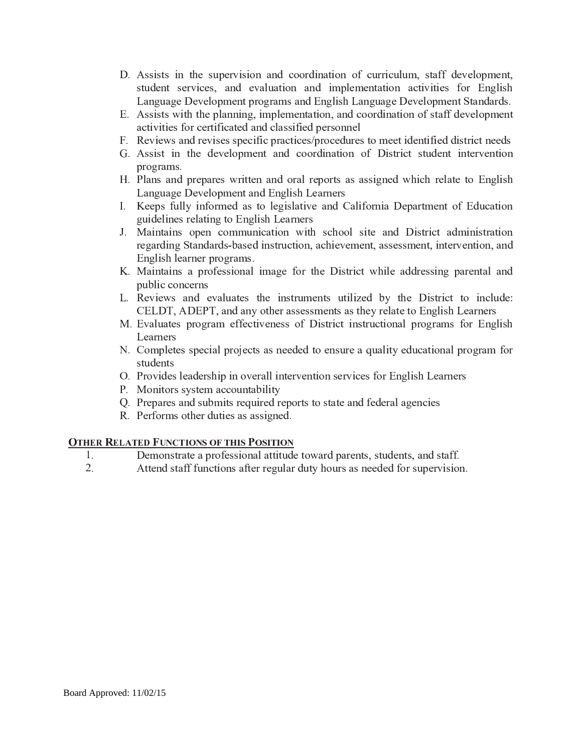D. Assists in the supervision and coordination of curriculum, staff development, student services, and evaluation and implementation activities for English Language Development programs and English Language Development Standards.
E. Assists with the planning, implementation, and coordination of staff development activities for certificated and classified personnel
F. Reviews and revises specific practices/procedures to meet identified district needs
G. Assist in the development and coordination of District student intervention programs.
H. Plans and prepares written and oral reports as assigned which relate to English Language Development and English Learners
I. Keeps fully informed as to legislative and California Department of Education guidelines relating to English Learners
J. Maintains open communication with school site and District administration regarding Standards-based instruction, achievement, assessment, intervention, and English learner programs.
K. Maintains a professional image for the District while addressing parental and public concerns
L. Reviews and evaluates the instruments utilized by the District to include: CELDT, ADEPT, and any other assessments as they relate to English Learners
M. Evaluates program effectiveness of District instructional programs for English Learners
N. Completes special projects as needed to ensure a quality educational program for students
O. Provides leadership in overall intervention services for English Learners
P. Monitors system accountability
Q. Prepares and submits required reports to state and federal agencies
R. Performs other duties as assigned.

**OTHER RELATED FUNCTIONS OF THIS POSITION**

1. Demonstrate a professional attitude toward parents, students, and staff.
2. Attend staff functions after regular duty hours as needed for supervision.

Board Approved: 11/02/15